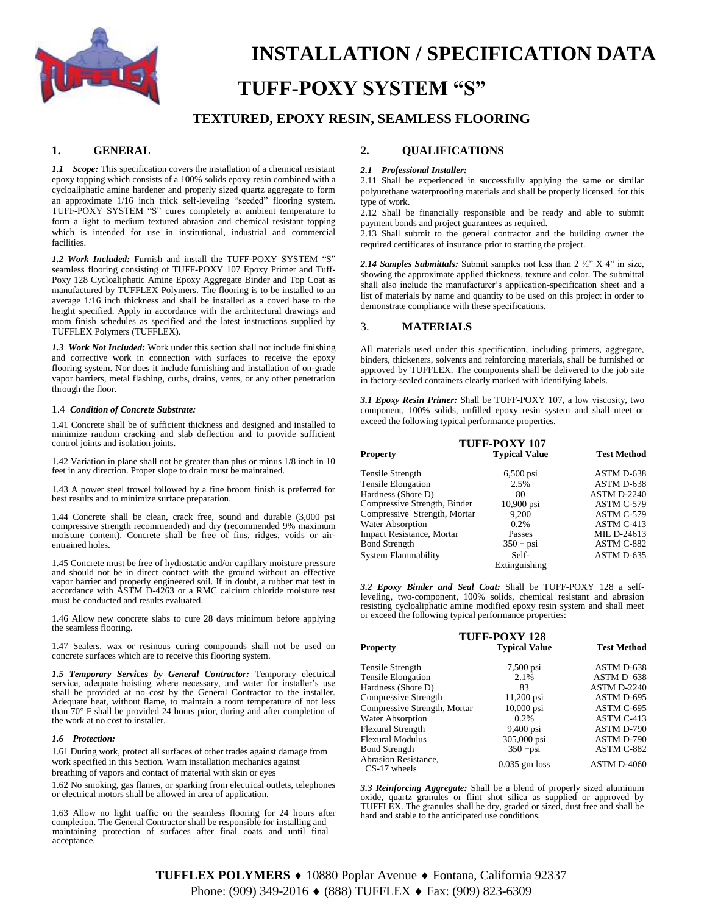# INSTALLATION / SPECIFICATION DATA

# TUFF-POXY SYSTEM "S"

## TEXTURED, EPOXY RESIN, SEAMLESS FLOORING

## 1. GENERAL

***1.1 Scope:*** This specification covers the installation of a chemical resistant epoxy topping which consists of a 100% solids epoxy resin combined with a cycloaliphatic amine hardener and properly sized quartz aggregate to form an approximate 1/16 inch thick self-leveling "seeded" flooring system. TUFF-POXY SYSTEM "S" cures completely at ambient temperature to form a light to medium textured abrasion and chemical resistant topping which is intended for use in institutional, industrial and commercial facilities.

***1.2 Work Included:*** Furnish and install the TUFF-POXY SYSTEM "S" seamless flooring consisting of TUFF-POXY 107 Epoxy Primer and Tuff-Poxy 128 Cycloaliphatic Amine Epoxy Aggregate Binder and Top Coat as manufactured by TUFFLEX Polymers. The flooring is to be installed to an average 1/16 inch thickness and shall be installed as a coved base to the height specified. Apply in accordance with the architectural drawings and room finish schedules as specified and the latest instructions supplied by TUFFLEX Polymers (TUFFLEX).

***1.3 Work Not Included:*** Work under this section shall not include finishing and corrective work in connection with surfaces to receive the epoxy flooring system. Nor does it include furnishing and installation of on-grade vapor barriers, metal flashing, curbs, drains, vents, or any other penetration through the floor.

1.4 ***Condition of Concrete Substrate:***

1.41 Concrete shall be of sufficient thickness and designed and installed to minimize random cracking and slab deflection and to provide sufficient control joints and isolation joints.

1.42 Variation in plane shall not be greater than plus or minus 1/8 inch in 10 feet in any direction. Proper slope to drain must be maintained.

1.43 A power steel trowel followed by a fine broom finish is preferred for best results and to minimize surface preparation.

1.44 Concrete shall be clean, crack free, sound and durable (3,000 psi compressive strength recommended) and dry (recommended 9% maximum moisture content). Concrete shall be free of fins, ridges, voids or air-entrained holes.

1.45 Concrete must be free of hydrostatic and/or capillary moisture pressure and should not be in direct contact with the ground without an effective vapor barrier and properly engineered soil. If in doubt, a rubber mat test in accordance with ASTM D-4263 or a RMC calcium chloride moisture test must be conducted and results evaluated.

1.46 Allow new concrete slabs to cure 28 days minimum before applying the seamless flooring.

1.47 Sealers, wax or resinous curing compounds shall not be used on concrete surfaces which are to receive this flooring system.

***1.5 Temporary Services by General Contractor:*** Temporary electrical service, adequate hoisting where necessary, and water for installer's use shall be provided at no cost by the General Contractor to the installer. Adequate heat, without flame, to maintain a room temperature of not less than 70° F shall be provided 24 hours prior, during and after completion of the work at no cost to installer.

***1.6 Protection:***

1.61 During work, protect all surfaces of other trades against damage from work specified in this Section. Warn installation mechanics against breathing of vapors and contact of material with skin or eyes

1.62 No smoking, gas flames, or sparking from electrical outlets, telephones or electrical motors shall be allowed in area of application.

1.63 Allow no light traffic on the seamless flooring for 24 hours after completion. The General Contractor shall be responsible for installing and maintaining protection of surfaces after final coats and until final acceptance.

## 2. QUALIFICATIONS

***2.1 Professional Installer:***

2.11 Shall be experienced in successfully applying the same or similar polyurethane waterproofing materials and shall be properly licensed for this type of work.

2.12 Shall be financially responsible and be ready and able to submit payment bonds and project guarantees as required.

2.13 Shall submit to the general contractor and the building owner the required certificates of insurance prior to starting the project.

***2.14 Samples Submittals:*** Submit samples not less than 2 ½" X 4" in size, showing the approximate applied thickness, texture and color. The submittal shall also include the manufacturer's application-specification sheet and a list of materials by name and quantity to be used on this project in order to demonstrate compliance with these specifications.

## 3. MATERIALS

All materials used under this specification, including primers, aggregate, binders, thickeners, solvents and reinforcing materials, shall be furnished or approved by TUFFLEX. The components shall be delivered to the job site in factory-sealed containers clearly marked with identifying labels.

***3.1 Epoxy Resin Primer:*** Shall be TUFF-POXY 107, a low viscosity, two component, 100% solids, unfilled epoxy resin system and shall meet or exceed the following typical performance properties.

**TUFF-POXY 107**

| Property | Typical Value | Test Method |
|---|---|---|
| Tensile Strength | 6,500 psi | ASTM D-638 |
| Tensile Elongation | 2.5% | ASTM D-638 |
| Hardness (Shore D) | 80 | ASTM D-2240 |
| Compressive Strength, Binder | 10,900 psi | ASTM C-579 |
| Compressive Strength, Mortar | 9,200 | ASTM C-579 |
| Water Absorption | 0.2% | ASTM C-413 |
| Impact Resistance, Mortar | Passes | MIL D-24613 |
| Bond Strength | 350 + psi | ASTM C-882 |
| System Flammability | Self-Extinguishing | ASTM D-635 |

***3.2 Epoxy Binder and Seal Coat:*** Shall be TUFF-POXY 128 a self-leveling, two-component, 100% solids, chemical resistant and abrasion resisting cycloaliphatic amine modified epoxy resin system and shall meet or exceed the following typical performance properties:

**TUFF-POXY 128**

| Property | Typical Value | Test Method |
|---|---|---|
| Tensile Strength | 7,500 psi | ASTM D-638 |
| Tensile Elongation | 2.1% | ASTM D–638 |
| Hardness (Shore D) | 83 | ASTM D-2240 |
| Compressive Strength | 11,200 psi | ASTM D-695 |
| Compressive Strength, Mortar | 10,000 psi | ASTM C-695 |
| Water Absorption | 0.2% | ASTM C-413 |
| Flexural Strength | 9,400 psi | ASTM D-790 |
| Flexural Modulus | 305,000 psi | ASTM D-790 |
| Bond Strength | 350 +psi | ASTM C-882 |
| Abrasion Resistance, CS-17 wheels | 0.035 gm loss | ASTM D-4060 |

***3.3 Reinforcing Aggregate:*** Shall be a blend of properly sized aluminum oxide, quartz granules or flint shot silica as supplied or approved by TUFFLEX. The granules shall be dry, graded or sized, dust free and shall be hard and stable to the anticipated use conditions.

**TUFFLEX POLYMERS** ♦ 10880 Poplar Avenue ♦ Fontana, California 92337
Phone: (909) 349-2016 ♦ (888) TUFFLEX ♦ Fax: (909) 823-6309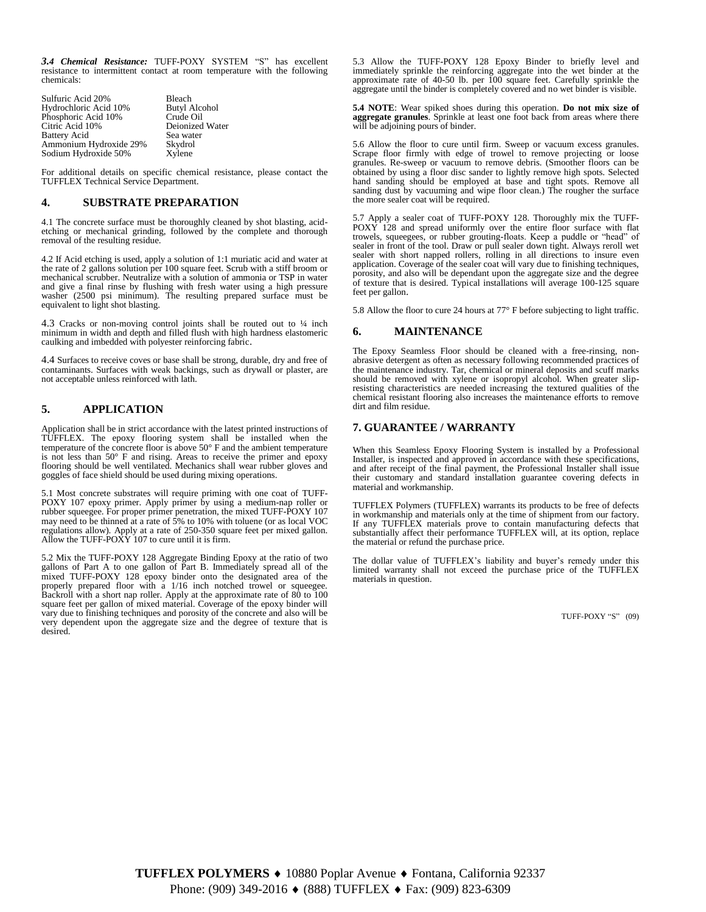***3.4 Chemical Resistance:*** TUFF-POXY SYSTEM "S" has excellent resistance to intermittent contact at room temperature with the following chemicals:

| | |
|---|---|
| Sulfuric Acid 20% | Bleach |
| Hydrochloric Acid 10% | Butyl Alcohol |
| Phosphoric Acid 10% | Crude Oil |
| Citric Acid 10% | Deionized Water |
| Battery Acid | Sea water |
| Ammonium Hydroxide 29% | Skydrol |
| Sodium Hydroxide 50% | Xylene |

For additional details on specific chemical resistance, please contact the TUFFLEX Technical Service Department.

## 4. SUBSTRATE PREPARATION

4.1 The concrete surface must be thoroughly cleaned by shot blasting, acid-etching or mechanical grinding, followed by the complete and thorough removal of the resulting residue.

4.2 If Acid etching is used, apply a solution of 1:1 muriatic acid and water at the rate of 2 gallons solution per 100 square feet. Scrub with a stiff broom or mechanical scrubber. Neutralize with a solution of ammonia or TSP in water and give a final rinse by flushing with fresh water using a high pressure washer (2500 psi minimum). The resulting prepared surface must be equivalent to light shot blasting.

4.3 Cracks or non-moving control joints shall be routed out to ¼ inch minimum in width and depth and filled flush with high hardness elastomeric caulking and imbedded with polyester reinforcing fabric.

4.4 Surfaces to receive coves or base shall be strong, durable, dry and free of contaminants. Surfaces with weak backings, such as drywall or plaster, are not acceptable unless reinforced with lath.

## 5. APPLICATION

Application shall be in strict accordance with the latest printed instructions of TUFFLEX. The epoxy flooring system shall be installed when the temperature of the concrete floor is above 50° F and the ambient temperature is not less than 50° F and rising. Areas to receive the primer and epoxy flooring should be well ventilated. Mechanics shall wear rubber gloves and goggles of face shield should be used during mixing operations.

5.1 Most concrete substrates will require priming with one coat of TUFF-POXY 107 epoxy primer. Apply primer by using a medium-nap roller or rubber squeegee. For proper primer penetration, the mixed TUFF-POXY 107 may need to be thinned at a rate of 5% to 10% with toluene (or as local VOC regulations allow). Apply at a rate of 250-350 square feet per mixed gallon. Allow the TUFF-POXY 107 to cure until it is firm.

5.2 Mix the TUFF-POXY 128 Aggregate Binding Epoxy at the ratio of two gallons of Part A to one gallon of Part B. Immediately spread all of the mixed TUFF-POXY 128 epoxy binder onto the designated area of the properly prepared floor with a 1/16 inch notched trowel or squeegee. Backroll with a short nap roller. Apply at the approximate rate of 80 to 100 square feet per gallon of mixed material. Coverage of the epoxy binder will vary due to finishing techniques and porosity of the concrete and also will be very dependent upon the aggregate size and the degree of texture that is desired.

5.3 Allow the TUFF-POXY 128 Epoxy Binder to briefly level and immediately sprinkle the reinforcing aggregate into the wet binder at the approximate rate of 40-50 lb. per 100 square feet. Carefully sprinkle the aggregate until the binder is completely covered and no wet binder is visible.

**5.4 NOTE**: Wear spiked shoes during this operation. **Do not mix size of aggregate granules**. Sprinkle at least one foot back from areas where there will be adjoining pours of binder.

5.6 Allow the floor to cure until firm. Sweep or vacuum excess granules. Scrape floor firmly with edge of trowel to remove projecting or loose granules. Re-sweep or vacuum to remove debris. (Smoother floors can be obtained by using a floor disc sander to lightly remove high spots. Selected hand sanding should be employed at base and tight spots. Remove all sanding dust by vacuuming and wipe floor clean.) The rougher the surface the more sealer coat will be required.

5.7 Apply a sealer coat of TUFF-POXY 128. Thoroughly mix the TUFF-POXY 128 and spread uniformly over the entire floor surface with flat trowels, squeegees, or rubber grouting-floats. Keep a puddle or "head" of sealer in front of the tool. Draw or pull sealer down tight. Always reroll wet sealer with short napped rollers, rolling in all directions to insure even application. Coverage of the sealer coat will vary due to finishing techniques, porosity, and also will be dependant upon the aggregate size and the degree of texture that is desired. Typical installations will average 100-125 square feet per gallon.

5.8 Allow the floor to cure 24 hours at 77° F before subjecting to light traffic.

## 6. MAINTENANCE

The Epoxy Seamless Floor should be cleaned with a free-rinsing, non-abrasive detergent as often as necessary following recommended practices of the maintenance industry. Tar, chemical or mineral deposits and scuff marks should be removed with xylene or isopropyl alcohol. When greater slip-resisting characteristics are needed increasing the textured qualities of the chemical resistant flooring also increases the maintenance efforts to remove dirt and film residue.

## 7. GUARANTEE / WARRANTY

When this Seamless Epoxy Flooring System is installed by a Professional Installer, is inspected and approved in accordance with these specifications, and after receipt of the final payment, the Professional Installer shall issue their customary and standard installation guarantee covering defects in material and workmanship.

TUFFLEX Polymers (TUFFLEX) warrants its products to be free of defects in workmanship and materials only at the time of shipment from our factory. If any TUFFLEX materials prove to contain manufacturing defects that substantially affect their performance TUFFLEX will, at its option, replace the material or refund the purchase price.

The dollar value of TUFFLEX's liability and buyer's remedy under this limited warranty shall not exceed the purchase price of the TUFFLEX materials in question.

TUFF-POXY "S" (09)

**TUFFLEX POLYMERS** ♦ 10880 Poplar Avenue ♦ Fontana, California 92337
Phone: (909) 349-2016 ♦ (888) TUFFLEX ♦ Fax: (909) 823-6309